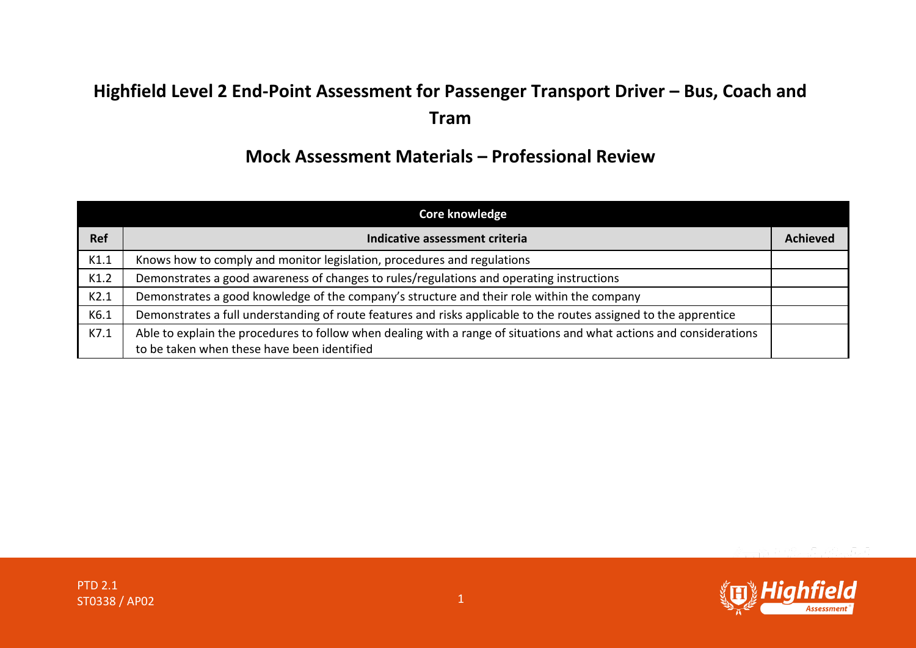# Highfield Level 2 End-Point Assessment for Passenger Transport Driver – Bus, Coach and Tram

## Mock Assessment Materials – Professional Review

| Core knowledge | | |
|---|---|---|
| **Ref** | **Indicative assessment criteria** | **Achieved** |
| K1.1 | Knows how to comply and monitor legislation, procedures and regulations | |
| K1.2 | Demonstrates a good awareness of changes to rules/regulations and operating instructions | |
| K2.1 | Demonstrates a good knowledge of the company's structure and their role within the company | |
| K6.1 | Demonstrates a full understanding of route features and risks applicable to the routes assigned to the apprentice | |
| K7.1 | Able to explain the procedures to follow when dealing with a range of situations and what actions and considerations to be taken when these have been identified | |

PTD 2.1
ST0338 / AP02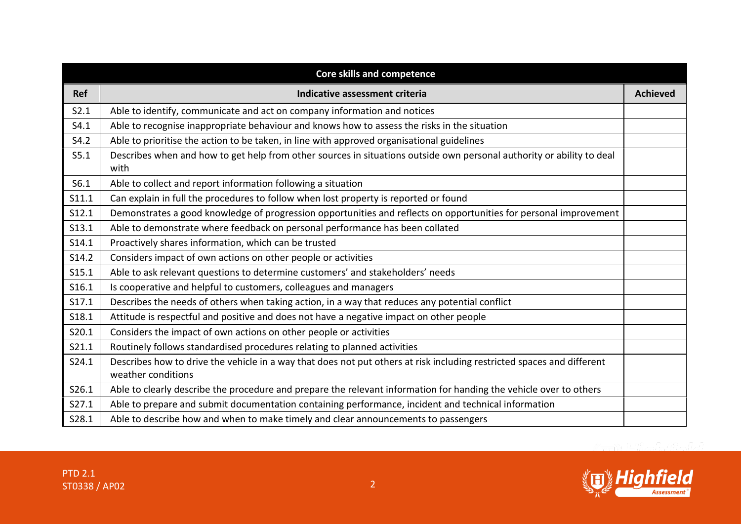| Core skills and competence | | |
|---|---|---|
| **Ref** | **Indicative assessment criteria** | **Achieved** |
| S2.1 | Able to identify, communicate and act on company information and notices | |
| S4.1 | Able to recognise inappropriate behaviour and knows how to assess the risks in the situation | |
| S4.2 | Able to prioritise the action to be taken, in line with approved organisational guidelines | |
| S5.1 | Describes when and how to get help from other sources in situations outside own personal authority or ability to deal with | |
| S6.1 | Able to collect and report information following a situation | |
| S11.1 | Can explain in full the procedures to follow when lost property is reported or found | |
| S12.1 | Demonstrates a good knowledge of progression opportunities and reflects on opportunities for personal improvement | |
| S13.1 | Able to demonstrate where feedback on personal performance has been collated | |
| S14.1 | Proactively shares information, which can be trusted | |
| S14.2 | Considers impact of own actions on other people or activities | |
| S15.1 | Able to ask relevant questions to determine customers' and stakeholders' needs | |
| S16.1 | Is cooperative and helpful to customers, colleagues and managers | |
| S17.1 | Describes the needs of others when taking action, in a way that reduces any potential conflict | |
| S18.1 | Attitude is respectful and positive and does not have a negative impact on other people | |
| S20.1 | Considers the impact of own actions on other people or activities | |
| S21.1 | Routinely follows standardised procedures relating to planned activities | |
| S24.1 | Describes how to drive the vehicle in a way that does not put others at risk including restricted spaces and different weather conditions | |
| S26.1 | Able to clearly describe the procedure and prepare the relevant information for handing the vehicle over to others | |
| S27.1 | Able to prepare and submit documentation containing performance, incident and technical information | |
| S28.1 | Able to describe how and when to make timely and clear announcements to passengers | |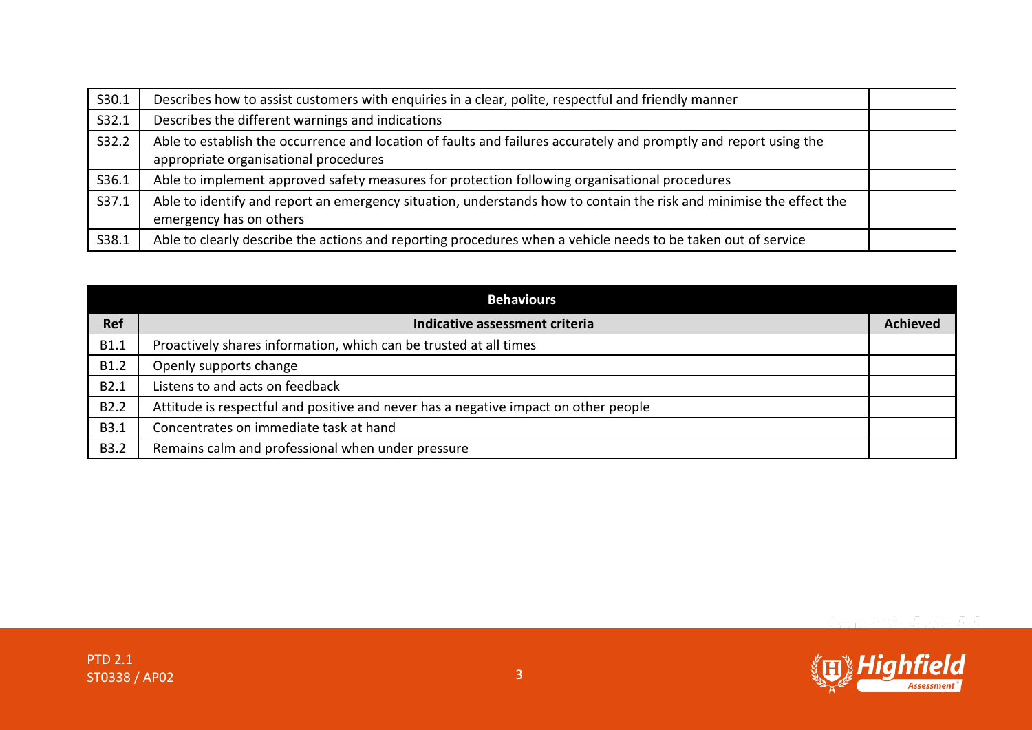| | | |
|---|---|---|
| S30.1 | Describes how to assist customers with enquiries in a clear, polite, respectful and friendly manner | |
| S32.1 | Describes the different warnings and indications | |
| S32.2 | Able to establish the occurrence and location of faults and failures accurately and promptly and report using the appropriate organisational procedures | |
| S36.1 | Able to implement approved safety measures for protection following organisational procedures | |
| S37.1 | Able to identify and report an emergency situation, understands how to contain the risk and minimise the effect the emergency has on others | |
| S38.1 | Able to clearly describe the actions and reporting procedures when a vehicle needs to be taken out of service | |

| **Behaviours** | | |
|---|---|---|
| **Ref** | **Indicative assessment criteria** | **Achieved** |
| B1.1 | Proactively shares information, which can be trusted at all times | |
| B1.2 | Openly supports change | |
| B2.1 | Listens to and acts on feedback | |
| B2.2 | Attitude is respectful and positive and never has a negative impact on other people | |
| B3.1 | Concentrates on immediate task at hand | |
| B3.2 | Remains calm and professional when under pressure | |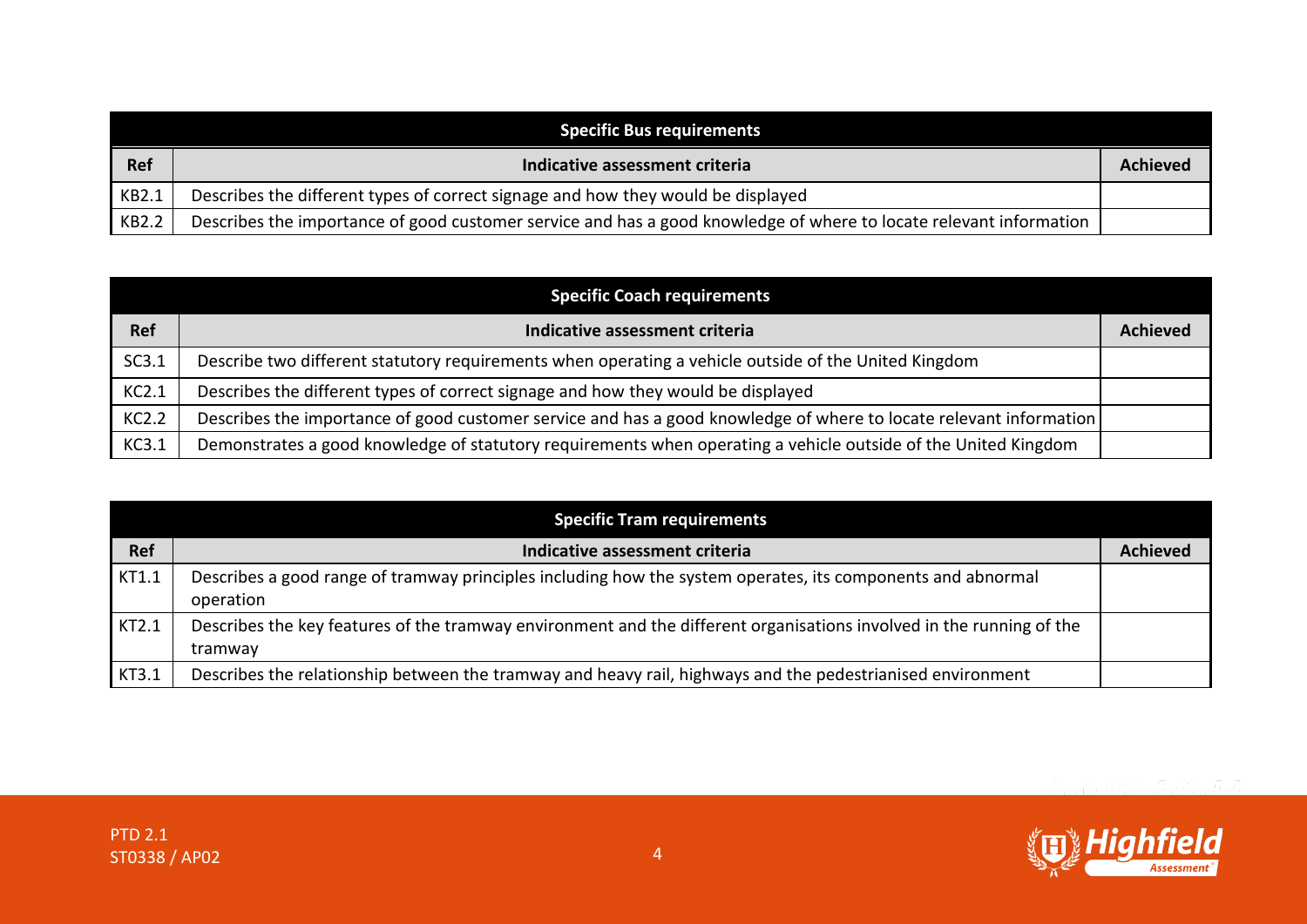| Specific Bus requirements | | |
|---|---|---|
| **Ref** | **Indicative assessment criteria** | **Achieved** |
| KB2.1 | Describes the different types of correct signage and how they would be displayed | |
| KB2.2 | Describes the importance of good customer service and has a good knowledge of where to locate relevant information | |

| Specific Coach requirements | | |
|---|---|---|
| **Ref** | **Indicative assessment criteria** | **Achieved** |
| SC3.1 | Describe two different statutory requirements when operating a vehicle outside of the United Kingdom | |
| KC2.1 | Describes the different types of correct signage and how they would be displayed | |
| KC2.2 | Describes the importance of good customer service and has a good knowledge of where to locate relevant information | |
| KC3.1 | Demonstrates a good knowledge of statutory requirements when operating a vehicle outside of the United Kingdom | |

| Specific Tram requirements | | |
|---|---|---|
| **Ref** | **Indicative assessment criteria** | **Achieved** |
| KT1.1 | Describes a good range of tramway principles including how the system operates, its components and abnormal operation | |
| KT2.1 | Describes the key features of the tramway environment and the different organisations involved in the running of the tramway | |
| KT3.1 | Describes the relationship between the tramway and heavy rail, highways and the pedestrianised environment | |